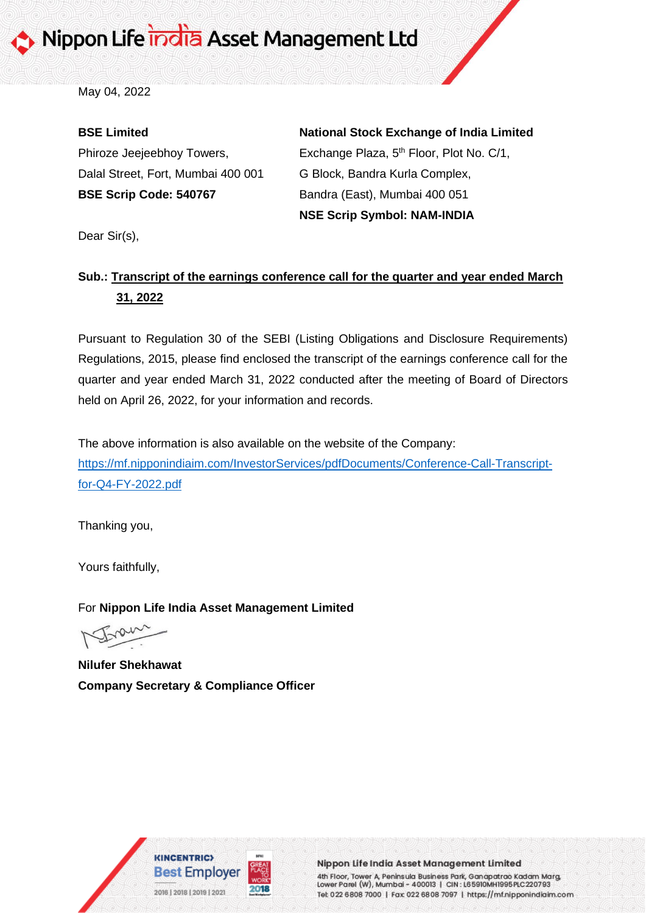May 04, 2022

**BSE Limited**
Phiroze Jeejeebhoy Towers,
Dalal Street, Fort, Mumbai 400 001
**BSE Scrip Code: 540767**

**National Stock Exchange of India Limited**
Exchange Plaza, 5th Floor, Plot No. C/1,
G Block, Bandra Kurla Complex,
Bandra (East), Mumbai 400 051
**NSE Scrip Symbol: NAM-INDIA**

Dear Sir(s),

**Sub.: Transcript of the earnings conference call for the quarter and year ended March 31, 2022**

Pursuant to Regulation 30 of the SEBI (Listing Obligations and Disclosure Requirements) Regulations, 2015, please find enclosed the transcript of the earnings conference call for the quarter and year ended March 31, 2022 conducted after the meeting of Board of Directors held on April 26, 2022, for your information and records.

The above information is also available on the website of the Company:
https://mf.nipponindiaim.com/InvestorServices/pdfDocuments/Conference-Call-Transcript-for-Q4-FY-2022.pdf

Thanking you,

Yours faithfully,

For **Nippon Life India Asset Management Limited**

**Nilufer Shekhawat**
**Company Secretary & Compliance Officer**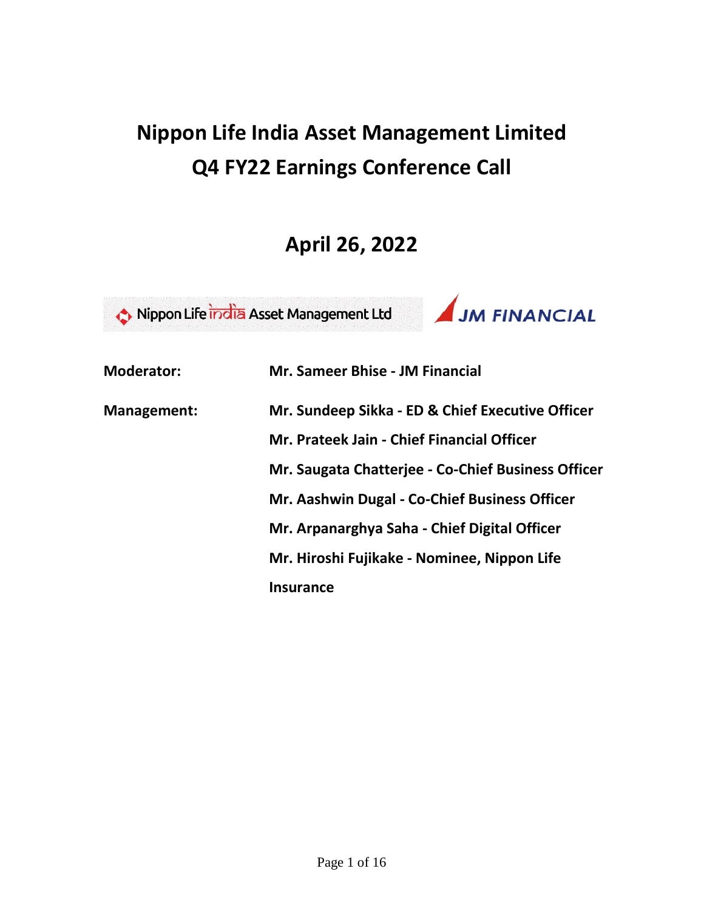# Nippon Life India Asset Management Limited
# Q4 FY22 Earnings Conference Call

## April 26, 2022

Nippon Life india Asset Management Ltd    JM FINANCIAL

| | |
|---|---|
| **Moderator:** | **Mr. Sameer Bhise - JM Financial** |
| **Management:** | **Mr. Sundeep Sikka - ED & Chief Executive Officer** |
| | **Mr. Prateek Jain - Chief Financial Officer** |
| | **Mr. Saugata Chatterjee - Co-Chief Business Officer** |
| | **Mr. Aashwin Dugal - Co-Chief Business Officer** |
| | **Mr. Arpanarghya Saha - Chief Digital Officer** |
| | **Mr. Hiroshi Fujikake - Nominee, Nippon Life Insurance** |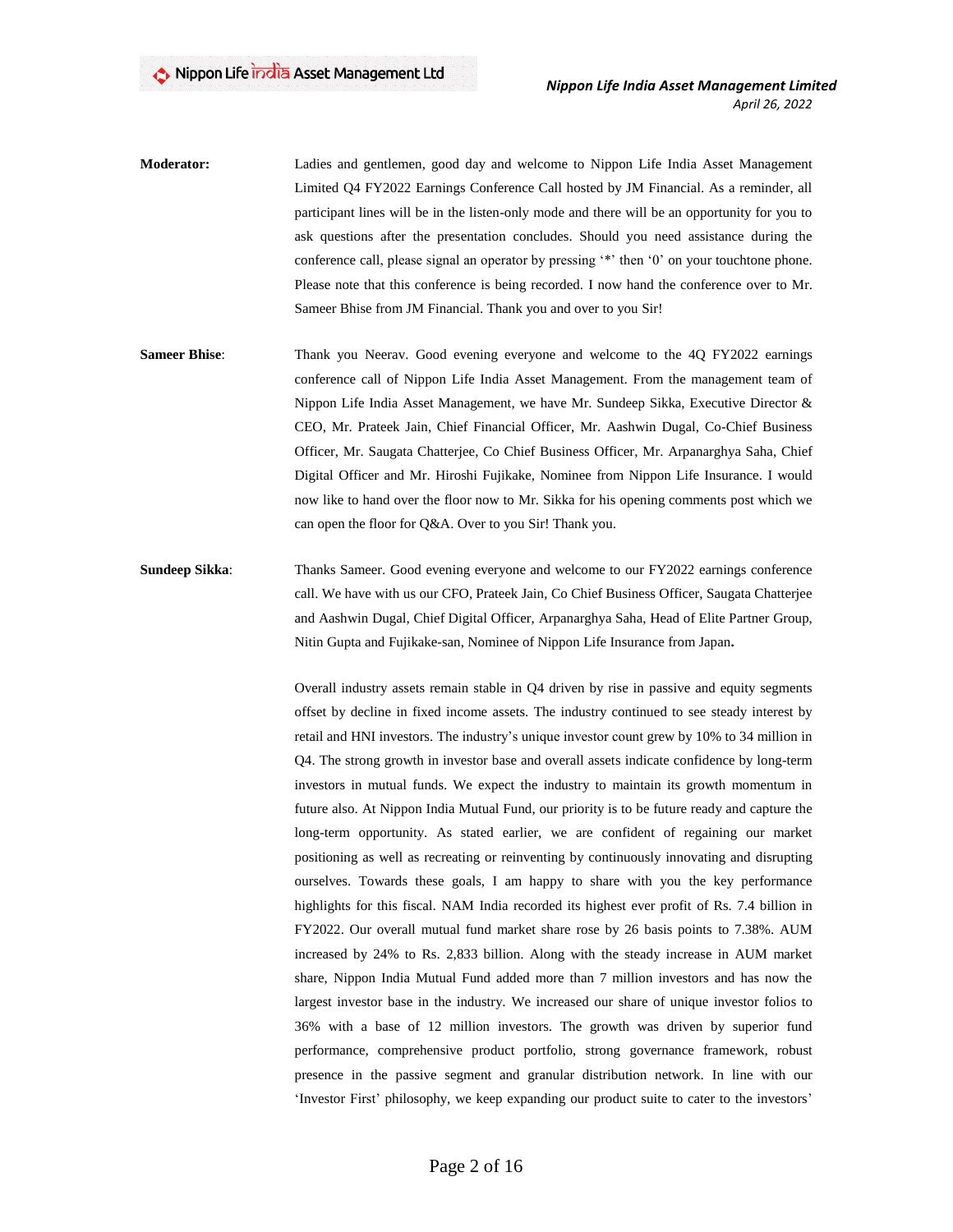**Moderator:** Ladies and gentlemen, good day and welcome to Nippon Life India Asset Management Limited Q4 FY2022 Earnings Conference Call hosted by JM Financial. As a reminder, all participant lines will be in the listen-only mode and there will be an opportunity for you to ask questions after the presentation concludes. Should you need assistance during the conference call, please signal an operator by pressing '*' then '0' on your touchtone phone. Please note that this conference is being recorded. I now hand the conference over to Mr. Sameer Bhise from JM Financial. Thank you and over to you Sir!

**Sameer Bhise**: Thank you Neerav. Good evening everyone and welcome to the 4Q FY2022 earnings conference call of Nippon Life India Asset Management. From the management team of Nippon Life India Asset Management, we have Mr. Sundeep Sikka, Executive Director & CEO, Mr. Prateek Jain, Chief Financial Officer, Mr. Aashwin Dugal, Co-Chief Business Officer, Mr. Saugata Chatterjee, Co Chief Business Officer, Mr. Arpanarghya Saha, Chief Digital Officer and Mr. Hiroshi Fujikake, Nominee from Nippon Life Insurance. I would now like to hand over the floor now to Mr. Sikka for his opening comments post which we can open the floor for Q&A. Over to you Sir! Thank you.

**Sundeep Sikka**: Thanks Sameer. Good evening everyone and welcome to our FY2022 earnings conference call. We have with us our CFO, Prateek Jain, Co Chief Business Officer, Saugata Chatterjee and Aashwin Dugal, Chief Digital Officer, Arpanarghya Saha, Head of Elite Partner Group, Nitin Gupta and Fujikake-san, Nominee of Nippon Life Insurance from Japan.

Overall industry assets remain stable in Q4 driven by rise in passive and equity segments offset by decline in fixed income assets. The industry continued to see steady interest by retail and HNI investors. The industry's unique investor count grew by 10% to 34 million in Q4. The strong growth in investor base and overall assets indicate confidence by long-term investors in mutual funds. We expect the industry to maintain its growth momentum in future also. At Nippon India Mutual Fund, our priority is to be future ready and capture the long-term opportunity. As stated earlier, we are confident of regaining our market positioning as well as recreating or reinventing by continuously innovating and disrupting ourselves. Towards these goals, I am happy to share with you the key performance highlights for this fiscal. NAM India recorded its highest ever profit of Rs. 7.4 billion in FY2022. Our overall mutual fund market share rose by 26 basis points to 7.38%. AUM increased by 24% to Rs. 2,833 billion. Along with the steady increase in AUM market share, Nippon India Mutual Fund added more than 7 million investors and has now the largest investor base in the industry. We increased our share of unique investor folios to 36% with a base of 12 million investors. The growth was driven by superior fund performance, comprehensive product portfolio, strong governance framework, robust presence in the passive segment and granular distribution network. In line with our 'Investor First' philosophy, we keep expanding our product suite to cater to the investors'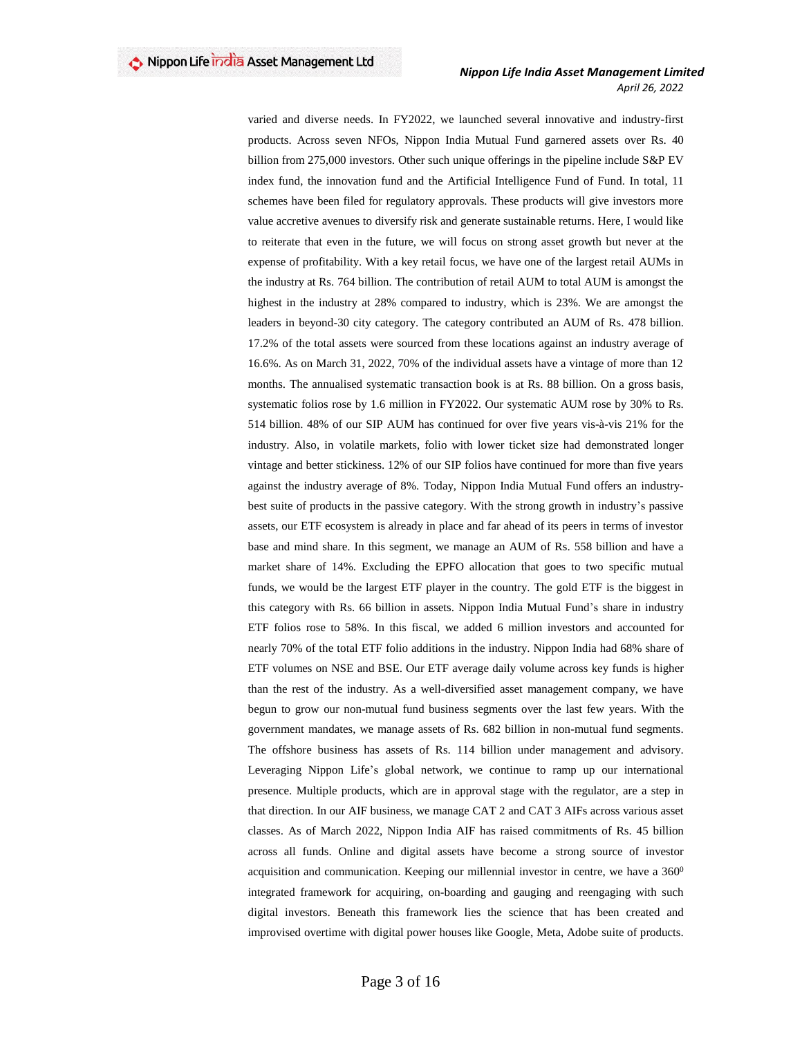varied and diverse needs. In FY2022, we launched several innovative and industry-first products. Across seven NFOs, Nippon India Mutual Fund garnered assets over Rs. 40 billion from 275,000 investors. Other such unique offerings in the pipeline include S&P EV index fund, the innovation fund and the Artificial Intelligence Fund of Fund. In total, 11 schemes have been filed for regulatory approvals. These products will give investors more value accretive avenues to diversify risk and generate sustainable returns. Here, I would like to reiterate that even in the future, we will focus on strong asset growth but never at the expense of profitability. With a key retail focus, we have one of the largest retail AUMs in the industry at Rs. 764 billion. The contribution of retail AUM to total AUM is amongst the highest in the industry at 28% compared to industry, which is 23%. We are amongst the leaders in beyond-30 city category. The category contributed an AUM of Rs. 478 billion. 17.2% of the total assets were sourced from these locations against an industry average of 16.6%. As on March 31, 2022, 70% of the individual assets have a vintage of more than 12 months. The annualised systematic transaction book is at Rs. 88 billion. On a gross basis, systematic folios rose by 1.6 million in FY2022. Our systematic AUM rose by 30% to Rs. 514 billion. 48% of our SIP AUM has continued for over five years vis-à-vis 21% for the industry. Also, in volatile markets, folio with lower ticket size had demonstrated longer vintage and better stickiness. 12% of our SIP folios have continued for more than five years against the industry average of 8%. Today, Nippon India Mutual Fund offers an industry-best suite of products in the passive category. With the strong growth in industry's passive assets, our ETF ecosystem is already in place and far ahead of its peers in terms of investor base and mind share. In this segment, we manage an AUM of Rs. 558 billion and have a market share of 14%. Excluding the EPFO allocation that goes to two specific mutual funds, we would be the largest ETF player in the country. The gold ETF is the biggest in this category with Rs. 66 billion in assets. Nippon India Mutual Fund's share in industry ETF folios rose to 58%. In this fiscal, we added 6 million investors and accounted for nearly 70% of the total ETF folio additions in the industry. Nippon India had 68% share of ETF volumes on NSE and BSE. Our ETF average daily volume across key funds is higher than the rest of the industry. As a well-diversified asset management company, we have begun to grow our non-mutual fund business segments over the last few years. With the government mandates, we manage assets of Rs. 682 billion in non-mutual fund segments. The offshore business has assets of Rs. 114 billion under management and advisory. Leveraging Nippon Life's global network, we continue to ramp up our international presence. Multiple products, which are in approval stage with the regulator, are a step in that direction. In our AIF business, we manage CAT 2 and CAT 3 AIFs across various asset classes. As of March 2022, Nippon India AIF has raised commitments of Rs. 45 billion across all funds. Online and digital assets have become a strong source of investor acquisition and communication. Keeping our millennial investor in centre, we have a $360^0$ integrated framework for acquiring, on-boarding and gauging and reengaging with such digital investors. Beneath this framework lies the science that has been created and improvised overtime with digital power houses like Google, Meta, Adobe suite of products.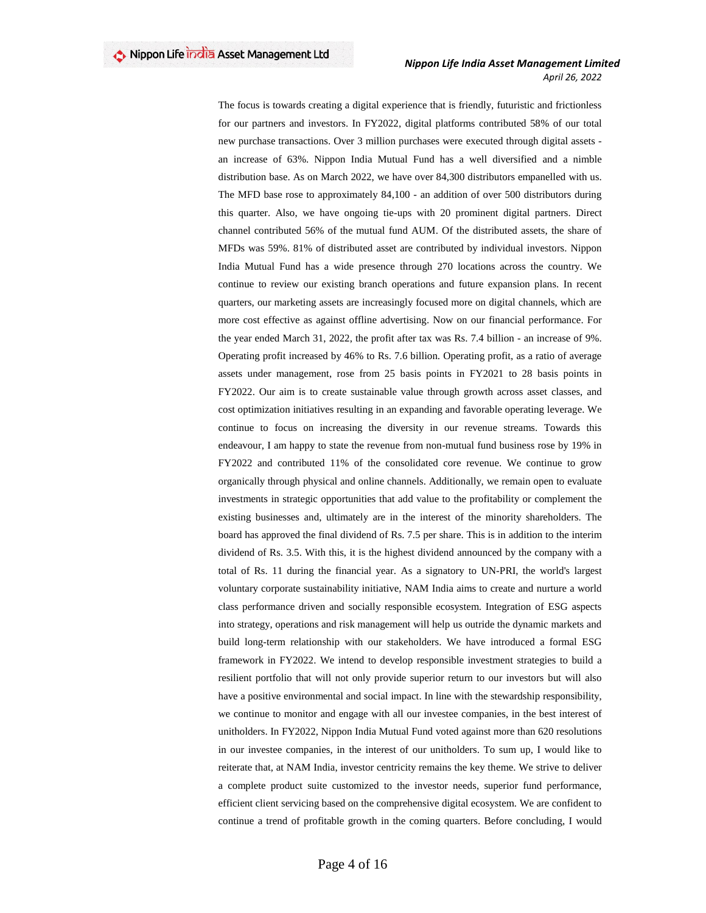The focus is towards creating a digital experience that is friendly, futuristic and frictionless for our partners and investors. In FY2022, digital platforms contributed 58% of our total new purchase transactions. Over 3 million purchases were executed through digital assets - an increase of 63%. Nippon India Mutual Fund has a well diversified and a nimble distribution base. As on March 2022, we have over 84,300 distributors empanelled with us. The MFD base rose to approximately 84,100 - an addition of over 500 distributors during this quarter. Also, we have ongoing tie-ups with 20 prominent digital partners. Direct channel contributed 56% of the mutual fund AUM. Of the distributed assets, the share of MFDs was 59%. 81% of distributed asset are contributed by individual investors. Nippon India Mutual Fund has a wide presence through 270 locations across the country. We continue to review our existing branch operations and future expansion plans. In recent quarters, our marketing assets are increasingly focused more on digital channels, which are more cost effective as against offline advertising. Now on our financial performance. For the year ended March 31, 2022, the profit after tax was Rs. 7.4 billion - an increase of 9%. Operating profit increased by 46% to Rs. 7.6 billion. Operating profit, as a ratio of average assets under management, rose from 25 basis points in FY2021 to 28 basis points in FY2022. Our aim is to create sustainable value through growth across asset classes, and cost optimization initiatives resulting in an expanding and favorable operating leverage. We continue to focus on increasing the diversity in our revenue streams. Towards this endeavour, I am happy to state the revenue from non-mutual fund business rose by 19% in FY2022 and contributed 11% of the consolidated core revenue. We continue to grow organically through physical and online channels. Additionally, we remain open to evaluate investments in strategic opportunities that add value to the profitability or complement the existing businesses and, ultimately are in the interest of the minority shareholders. The board has approved the final dividend of Rs. 7.5 per share. This is in addition to the interim dividend of Rs. 3.5. With this, it is the highest dividend announced by the company with a total of Rs. 11 during the financial year. As a signatory to UN-PRI, the world's largest voluntary corporate sustainability initiative, NAM India aims to create and nurture a world class performance driven and socially responsible ecosystem. Integration of ESG aspects into strategy, operations and risk management will help us outride the dynamic markets and build long-term relationship with our stakeholders. We have introduced a formal ESG framework in FY2022. We intend to develop responsible investment strategies to build a resilient portfolio that will not only provide superior return to our investors but will also have a positive environmental and social impact. In line with the stewardship responsibility, we continue to monitor and engage with all our investee companies, in the best interest of unitholders. In FY2022, Nippon India Mutual Fund voted against more than 620 resolutions in our investee companies, in the interest of our unitholders. To sum up, I would like to reiterate that, at NAM India, investor centricity remains the key theme. We strive to deliver a complete product suite customized to the investor needs, superior fund performance, efficient client servicing based on the comprehensive digital ecosystem. We are confident to continue a trend of profitable growth in the coming quarters. Before concluding, I would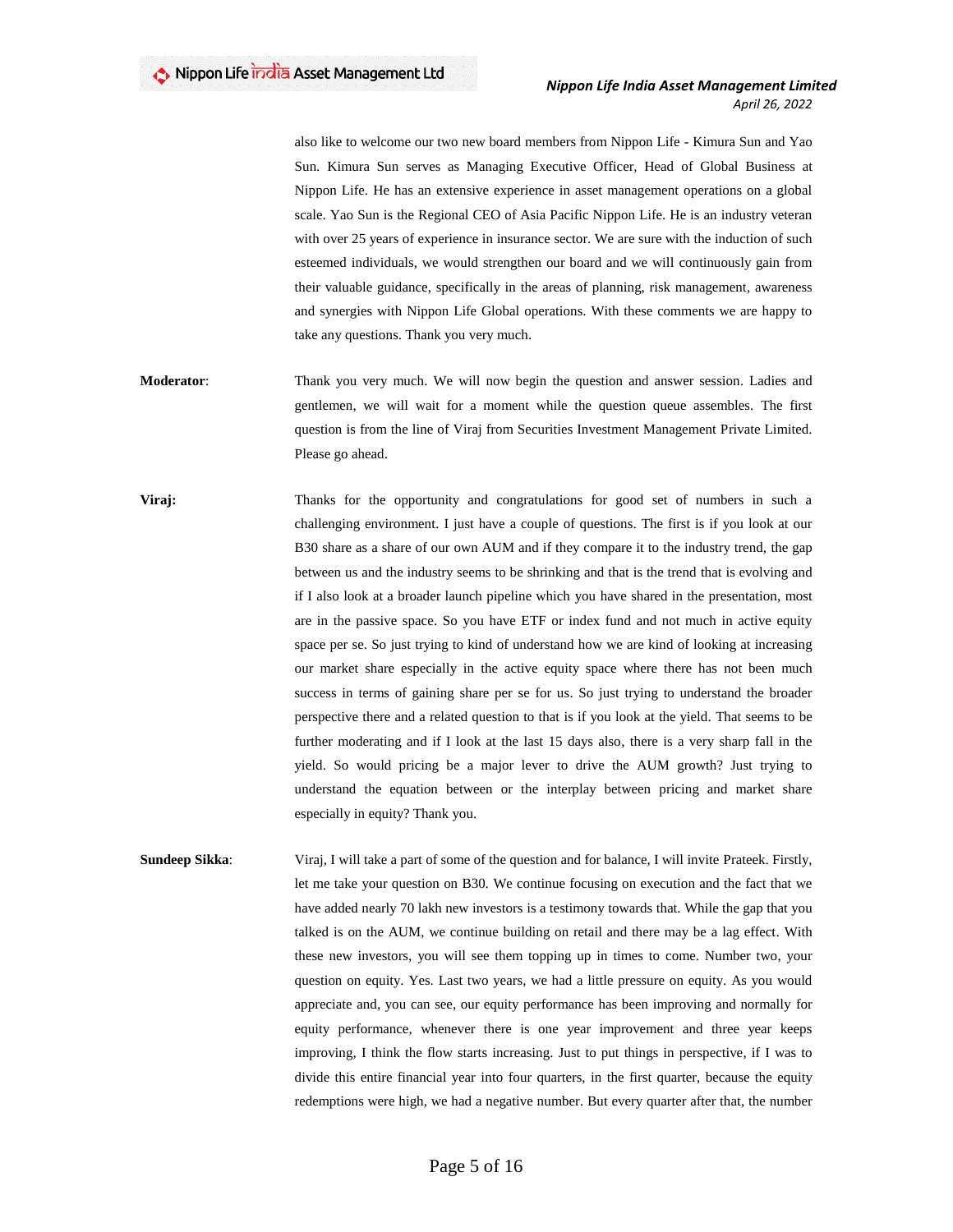also like to welcome our two new board members from Nippon Life - Kimura Sun and Yao Sun. Kimura Sun serves as Managing Executive Officer, Head of Global Business at Nippon Life. He has an extensive experience in asset management operations on a global scale. Yao Sun is the Regional CEO of Asia Pacific Nippon Life. He is an industry veteran with over 25 years of experience in insurance sector. We are sure with the induction of such esteemed individuals, we would strengthen our board and we will continuously gain from their valuable guidance, specifically in the areas of planning, risk management, awareness and synergies with Nippon Life Global operations. With these comments we are happy to take any questions. Thank you very much.

**Moderator**: Thank you very much. We will now begin the question and answer session. Ladies and gentlemen, we will wait for a moment while the question queue assembles. The first question is from the line of Viraj from Securities Investment Management Private Limited. Please go ahead.

**Viraj:** Thanks for the opportunity and congratulations for good set of numbers in such a challenging environment. I just have a couple of questions. The first is if you look at our B30 share as a share of our own AUM and if they compare it to the industry trend, the gap between us and the industry seems to be shrinking and that is the trend that is evolving and if I also look at a broader launch pipeline which you have shared in the presentation, most are in the passive space. So you have ETF or index fund and not much in active equity space per se. So just trying to kind of understand how we are kind of looking at increasing our market share especially in the active equity space where there has not been much success in terms of gaining share per se for us. So just trying to understand the broader perspective there and a related question to that is if you look at the yield. That seems to be further moderating and if I look at the last 15 days also, there is a very sharp fall in the yield. So would pricing be a major lever to drive the AUM growth? Just trying to understand the equation between or the interplay between pricing and market share especially in equity? Thank you.

**Sundeep Sikka**: Viraj, I will take a part of some of the question and for balance, I will invite Prateek. Firstly, let me take your question on B30. We continue focusing on execution and the fact that we have added nearly 70 lakh new investors is a testimony towards that. While the gap that you talked is on the AUM, we continue building on retail and there may be a lag effect. With these new investors, you will see them topping up in times to come. Number two, your question on equity. Yes. Last two years, we had a little pressure on equity. As you would appreciate and, you can see, our equity performance has been improving and normally for equity performance, whenever there is one year improvement and three year keeps improving, I think the flow starts increasing. Just to put things in perspective, if I was to divide this entire financial year into four quarters, in the first quarter, because the equity redemptions were high, we had a negative number. But every quarter after that, the number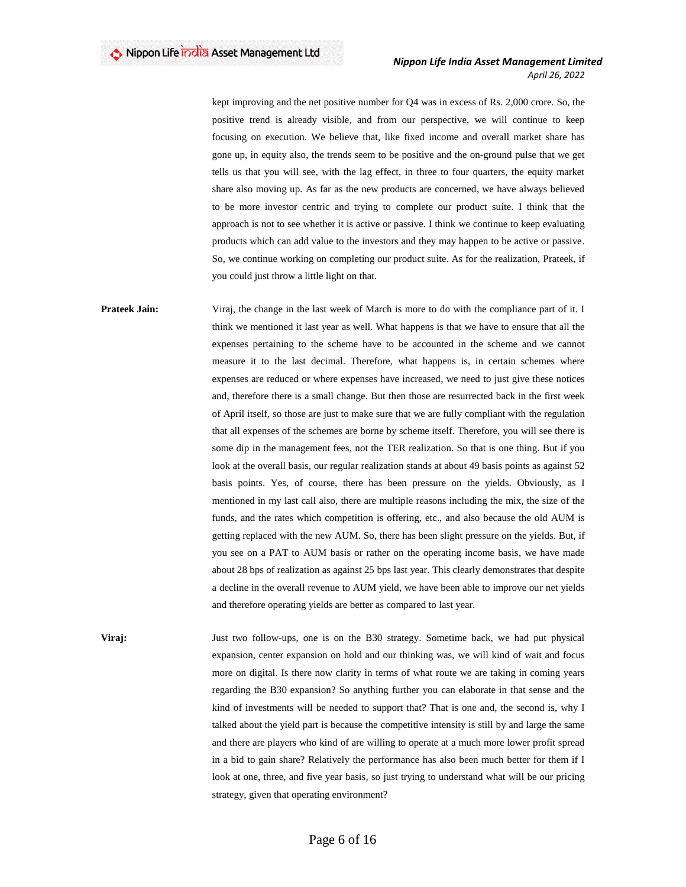kept improving and the net positive number for Q4 was in excess of Rs. 2,000 crore. So, the positive trend is already visible, and from our perspective, we will continue to keep focusing on execution. We believe that, like fixed income and overall market share has gone up, in equity also, the trends seem to be positive and the on-ground pulse that we get tells us that you will see, with the lag effect, in three to four quarters, the equity market share also moving up. As far as the new products are concerned, we have always believed to be more investor centric and trying to complete our product suite. I think that the approach is not to see whether it is active or passive. I think we continue to keep evaluating products which can add value to the investors and they may happen to be active or passive. So, we continue working on completing our product suite. As for the realization, Prateek, if you could just throw a little light on that.

**Prateek Jain:** Viraj, the change in the last week of March is more to do with the compliance part of it. I think we mentioned it last year as well. What happens is that we have to ensure that all the expenses pertaining to the scheme have to be accounted in the scheme and we cannot measure it to the last decimal. Therefore, what happens is, in certain schemes where expenses are reduced or where expenses have increased, we need to just give these notices and, therefore there is a small change. But then those are resurrected back in the first week of April itself, so those are just to make sure that we are fully compliant with the regulation that all expenses of the schemes are borne by scheme itself. Therefore, you will see there is some dip in the management fees, not the TER realization. So that is one thing. But if you look at the overall basis, our regular realization stands at about 49 basis points as against 52 basis points. Yes, of course, there has been pressure on the yields. Obviously, as I mentioned in my last call also, there are multiple reasons including the mix, the size of the funds, and the rates which competition is offering, etc., and also because the old AUM is getting replaced with the new AUM. So, there has been slight pressure on the yields. But, if you see on a PAT to AUM basis or rather on the operating income basis, we have made about 28 bps of realization as against 25 bps last year. This clearly demonstrates that despite a decline in the overall revenue to AUM yield, we have been able to improve our net yields and therefore operating yields are better as compared to last year.

**Viraj:** Just two follow-ups, one is on the B30 strategy. Sometime back, we had put physical expansion, center expansion on hold and our thinking was, we will kind of wait and focus more on digital. Is there now clarity in terms of what route we are taking in coming years regarding the B30 expansion? So anything further you can elaborate in that sense and the kind of investments will be needed to support that? That is one and, the second is, why I talked about the yield part is because the competitive intensity is still by and large the same and there are players who kind of are willing to operate at a much more lower profit spread in a bid to gain share? Relatively the performance has also been much better for them if I look at one, three, and five year basis, so just trying to understand what will be our pricing strategy, given that operating environment?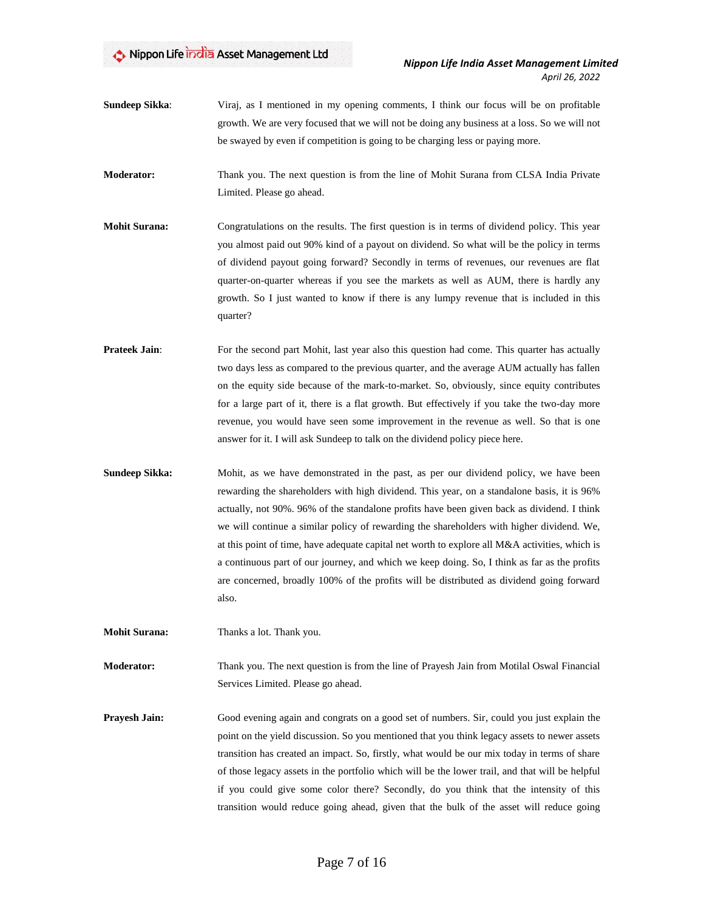**Sundeep Sikka**: Viraj, as I mentioned in my opening comments, I think our focus will be on profitable growth. We are very focused that we will not be doing any business at a loss. So we will not be swayed by even if competition is going to be charging less or paying more.

**Moderator:** Thank you. The next question is from the line of Mohit Surana from CLSA India Private Limited. Please go ahead.

**Mohit Surana:** Congratulations on the results. The first question is in terms of dividend policy. This year you almost paid out 90% kind of a payout on dividend. So what will be the policy in terms of dividend payout going forward? Secondly in terms of revenues, our revenues are flat quarter-on-quarter whereas if you see the markets as well as AUM, there is hardly any growth. So I just wanted to know if there is any lumpy revenue that is included in this quarter?

**Prateek Jain**: For the second part Mohit, last year also this question had come. This quarter has actually two days less as compared to the previous quarter, and the average AUM actually has fallen on the equity side because of the mark-to-market. So, obviously, since equity contributes for a large part of it, there is a flat growth. But effectively if you take the two-day more revenue, you would have seen some improvement in the revenue as well. So that is one answer for it. I will ask Sundeep to talk on the dividend policy piece here.

**Sundeep Sikka:** Mohit, as we have demonstrated in the past, as per our dividend policy, we have been rewarding the shareholders with high dividend. This year, on a standalone basis, it is 96% actually, not 90%. 96% of the standalone profits have been given back as dividend. I think we will continue a similar policy of rewarding the shareholders with higher dividend. We, at this point of time, have adequate capital net worth to explore all M&A activities, which is a continuous part of our journey, and which we keep doing. So, I think as far as the profits are concerned, broadly 100% of the profits will be distributed as dividend going forward also.

**Mohit Surana:** Thanks a lot. Thank you.

**Moderator:** Thank you. The next question is from the line of Prayesh Jain from Motilal Oswal Financial Services Limited. Please go ahead.

**Prayesh Jain:** Good evening again and congrats on a good set of numbers. Sir, could you just explain the point on the yield discussion. So you mentioned that you think legacy assets to newer assets transition has created an impact. So, firstly, what would be our mix today in terms of share of those legacy assets in the portfolio which will be the lower trail, and that will be helpful if you could give some color there? Secondly, do you think that the intensity of this transition would reduce going ahead, given that the bulk of the asset will reduce going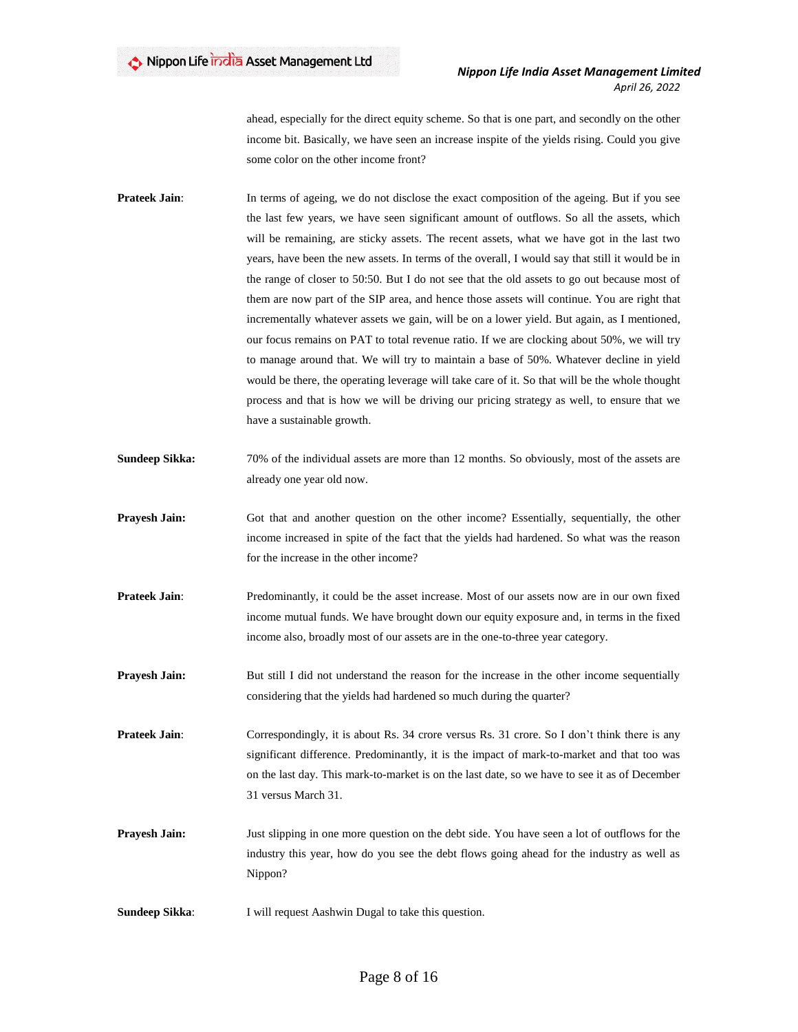ahead, especially for the direct equity scheme. So that is one part, and secondly on the other income bit. Basically, we have seen an increase inspite of the yields rising. Could you give some color on the other income front?

**Prateek Jain**: In terms of ageing, we do not disclose the exact composition of the ageing. But if you see the last few years, we have seen significant amount of outflows. So all the assets, which will be remaining, are sticky assets. The recent assets, what we have got in the last two years, have been the new assets. In terms of the overall, I would say that still it would be in the range of closer to 50:50. But I do not see that the old assets to go out because most of them are now part of the SIP area, and hence those assets will continue. You are right that incrementally whatever assets we gain, will be on a lower yield. But again, as I mentioned, our focus remains on PAT to total revenue ratio. If we are clocking about 50%, we will try to manage around that. We will try to maintain a base of 50%. Whatever decline in yield would be there, the operating leverage will take care of it. So that will be the whole thought process and that is how we will be driving our pricing strategy as well, to ensure that we have a sustainable growth.

**Sundeep Sikka:** 70% of the individual assets are more than 12 months. So obviously, most of the assets are already one year old now.

**Prayesh Jain:** Got that and another question on the other income? Essentially, sequentially, the other income increased in spite of the fact that the yields had hardened. So what was the reason for the increase in the other income?

**Prateek Jain**: Predominantly, it could be the asset increase. Most of our assets now are in our own fixed income mutual funds. We have brought down our equity exposure and, in terms in the fixed income also, broadly most of our assets are in the one-to-three year category.

**Prayesh Jain:** But still I did not understand the reason for the increase in the other income sequentially considering that the yields had hardened so much during the quarter?

**Prateek Jain**: Correspondingly, it is about Rs. 34 crore versus Rs. 31 crore. So I don't think there is any significant difference. Predominantly, it is the impact of mark-to-market and that too was on the last day. This mark-to-market is on the last date, so we have to see it as of December 31 versus March 31.

**Prayesh Jain:** Just slipping in one more question on the debt side. You have seen a lot of outflows for the industry this year, how do you see the debt flows going ahead for the industry as well as Nippon?

**Sundeep Sikka**: I will request Aashwin Dugal to take this question.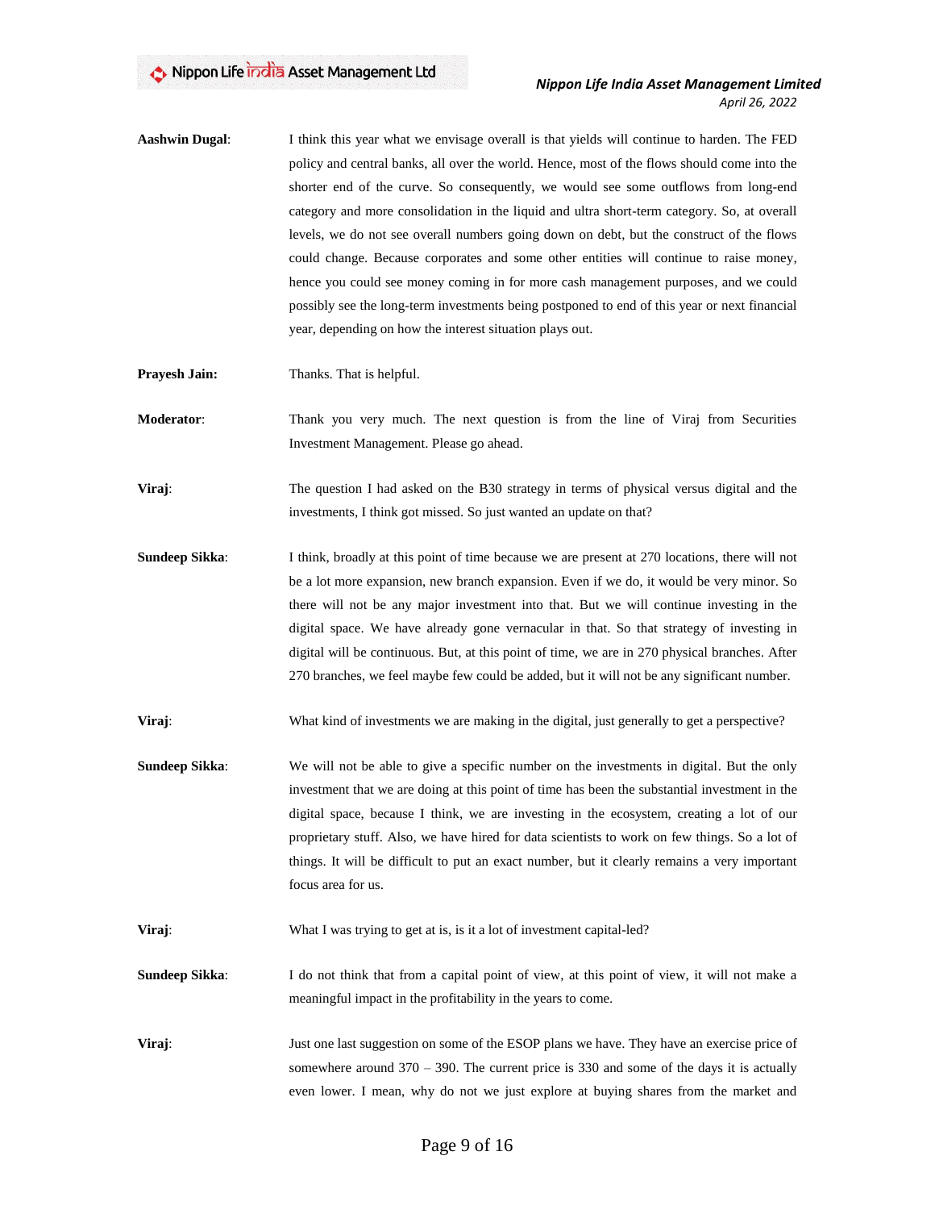**Aashwin Dugal**: I think this year what we envisage overall is that yields will continue to harden. The FED policy and central banks, all over the world. Hence, most of the flows should come into the shorter end of the curve. So consequently, we would see some outflows from long-end category and more consolidation in the liquid and ultra short-term category. So, at overall levels, we do not see overall numbers going down on debt, but the construct of the flows could change. Because corporates and some other entities will continue to raise money, hence you could see money coming in for more cash management purposes, and we could possibly see the long-term investments being postponed to end of this year or next financial year, depending on how the interest situation plays out.

**Prayesh Jain:** Thanks. That is helpful.

**Moderator**: Thank you very much. The next question is from the line of Viraj from Securities Investment Management. Please go ahead.

**Viraj**: The question I had asked on the B30 strategy in terms of physical versus digital and the investments, I think got missed. So just wanted an update on that?

**Sundeep Sikka**: I think, broadly at this point of time because we are present at 270 locations, there will not be a lot more expansion, new branch expansion. Even if we do, it would be very minor. So there will not be any major investment into that. But we will continue investing in the digital space. We have already gone vernacular in that. So that strategy of investing in digital will be continuous. But, at this point of time, we are in 270 physical branches. After 270 branches, we feel maybe few could be added, but it will not be any significant number.

**Viraj**: What kind of investments we are making in the digital, just generally to get a perspective?

**Sundeep Sikka**: We will not be able to give a specific number on the investments in digital. But the only investment that we are doing at this point of time has been the substantial investment in the digital space, because I think, we are investing in the ecosystem, creating a lot of our proprietary stuff. Also, we have hired for data scientists to work on few things. So a lot of things. It will be difficult to put an exact number, but it clearly remains a very important focus area for us.

**Viraj**: What I was trying to get at is, is it a lot of investment capital-led?

**Sundeep Sikka**: I do not think that from a capital point of view, at this point of view, it will not make a meaningful impact in the profitability in the years to come.

**Viraj**: Just one last suggestion on some of the ESOP plans we have. They have an exercise price of somewhere around 370 – 390. The current price is 330 and some of the days it is actually even lower. I mean, why do not we just explore at buying shares from the market and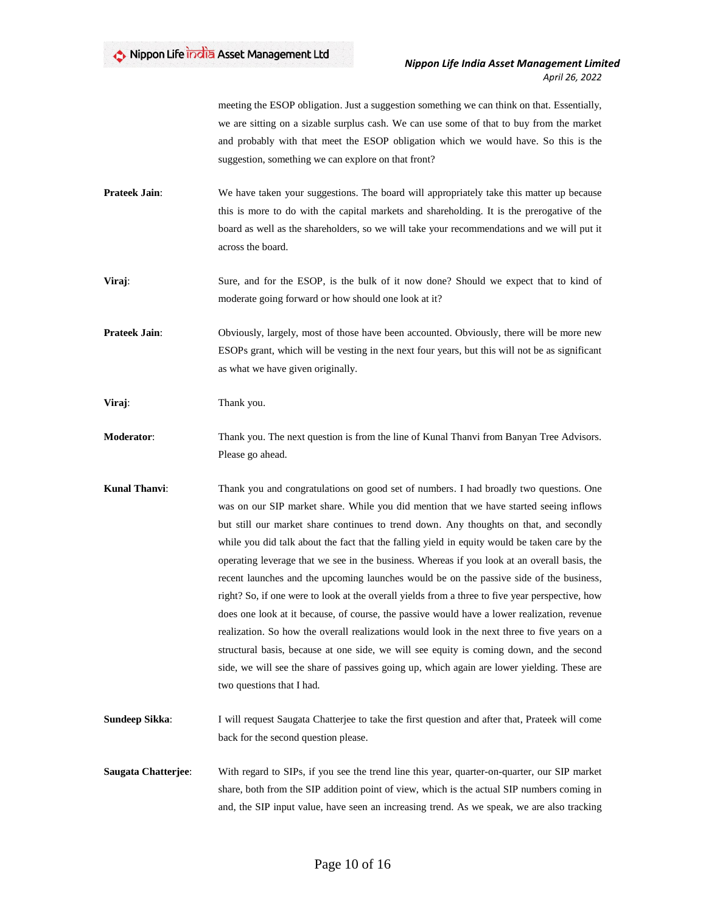meeting the ESOP obligation. Just a suggestion something we can think on that. Essentially, we are sitting on a sizable surplus cash. We can use some of that to buy from the market and probably with that meet the ESOP obligation which we would have. So this is the suggestion, something we can explore on that front?

**Prateek Jain**: We have taken your suggestions. The board will appropriately take this matter up because this is more to do with the capital markets and shareholding. It is the prerogative of the board as well as the shareholders, so we will take your recommendations and we will put it across the board.

**Viraj**: Sure, and for the ESOP, is the bulk of it now done? Should we expect that to kind of moderate going forward or how should one look at it?

**Prateek Jain**: Obviously, largely, most of those have been accounted. Obviously, there will be more new ESOPs grant, which will be vesting in the next four years, but this will not be as significant as what we have given originally.

**Viraj**: Thank you.

**Moderator**: Thank you. The next question is from the line of Kunal Thanvi from Banyan Tree Advisors. Please go ahead.

**Kunal Thanvi**: Thank you and congratulations on good set of numbers. I had broadly two questions. One was on our SIP market share. While you did mention that we have started seeing inflows but still our market share continues to trend down. Any thoughts on that, and secondly while you did talk about the fact that the falling yield in equity would be taken care by the operating leverage that we see in the business. Whereas if you look at an overall basis, the recent launches and the upcoming launches would be on the passive side of the business, right? So, if one were to look at the overall yields from a three to five year perspective, how does one look at it because, of course, the passive would have a lower realization, revenue realization. So how the overall realizations would look in the next three to five years on a structural basis, because at one side, we will see equity is coming down, and the second side, we will see the share of passives going up, which again are lower yielding. These are two questions that I had.

**Sundeep Sikka**: I will request Saugata Chatterjee to take the first question and after that, Prateek will come back for the second question please.

**Saugata Chatterjee**: With regard to SIPs, if you see the trend line this year, quarter-on-quarter, our SIP market share, both from the SIP addition point of view, which is the actual SIP numbers coming in and, the SIP input value, have seen an increasing trend. As we speak, we are also tracking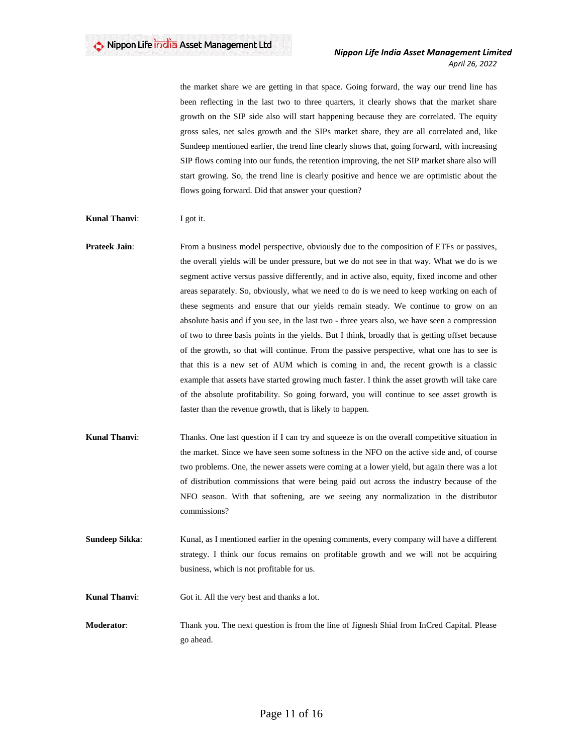the market share we are getting in that space. Going forward, the way our trend line has been reflecting in the last two to three quarters, it clearly shows that the market share growth on the SIP side also will start happening because they are correlated. The equity gross sales, net sales growth and the SIPs market share, they are all correlated and, like Sundeep mentioned earlier, the trend line clearly shows that, going forward, with increasing SIP flows coming into our funds, the retention improving, the net SIP market share also will start growing. So, the trend line is clearly positive and hence we are optimistic about the flows going forward. Did that answer your question?

**Kunal Thanvi**: I got it.

**Prateek Jain**: From a business model perspective, obviously due to the composition of ETFs or passives, the overall yields will be under pressure, but we do not see in that way. What we do is we segment active versus passive differently, and in active also, equity, fixed income and other areas separately. So, obviously, what we need to do is we need to keep working on each of these segments and ensure that our yields remain steady. We continue to grow on an absolute basis and if you see, in the last two - three years also, we have seen a compression of two to three basis points in the yields. But I think, broadly that is getting offset because of the growth, so that will continue. From the passive perspective, what one has to see is that this is a new set of AUM which is coming in and, the recent growth is a classic example that assets have started growing much faster. I think the asset growth will take care of the absolute profitability. So going forward, you will continue to see asset growth is faster than the revenue growth, that is likely to happen.

**Kunal Thanvi**: Thanks. One last question if I can try and squeeze is on the overall competitive situation in the market. Since we have seen some softness in the NFO on the active side and, of course two problems. One, the newer assets were coming at a lower yield, but again there was a lot of distribution commissions that were being paid out across the industry because of the NFO season. With that softening, are we seeing any normalization in the distributor commissions?

**Sundeep Sikka**: Kunal, as I mentioned earlier in the opening comments, every company will have a different strategy. I think our focus remains on profitable growth and we will not be acquiring business, which is not profitable for us.

**Kunal Thanvi**: Got it. All the very best and thanks a lot.

**Moderator**: Thank you. The next question is from the line of Jignesh Shial from InCred Capital. Please go ahead.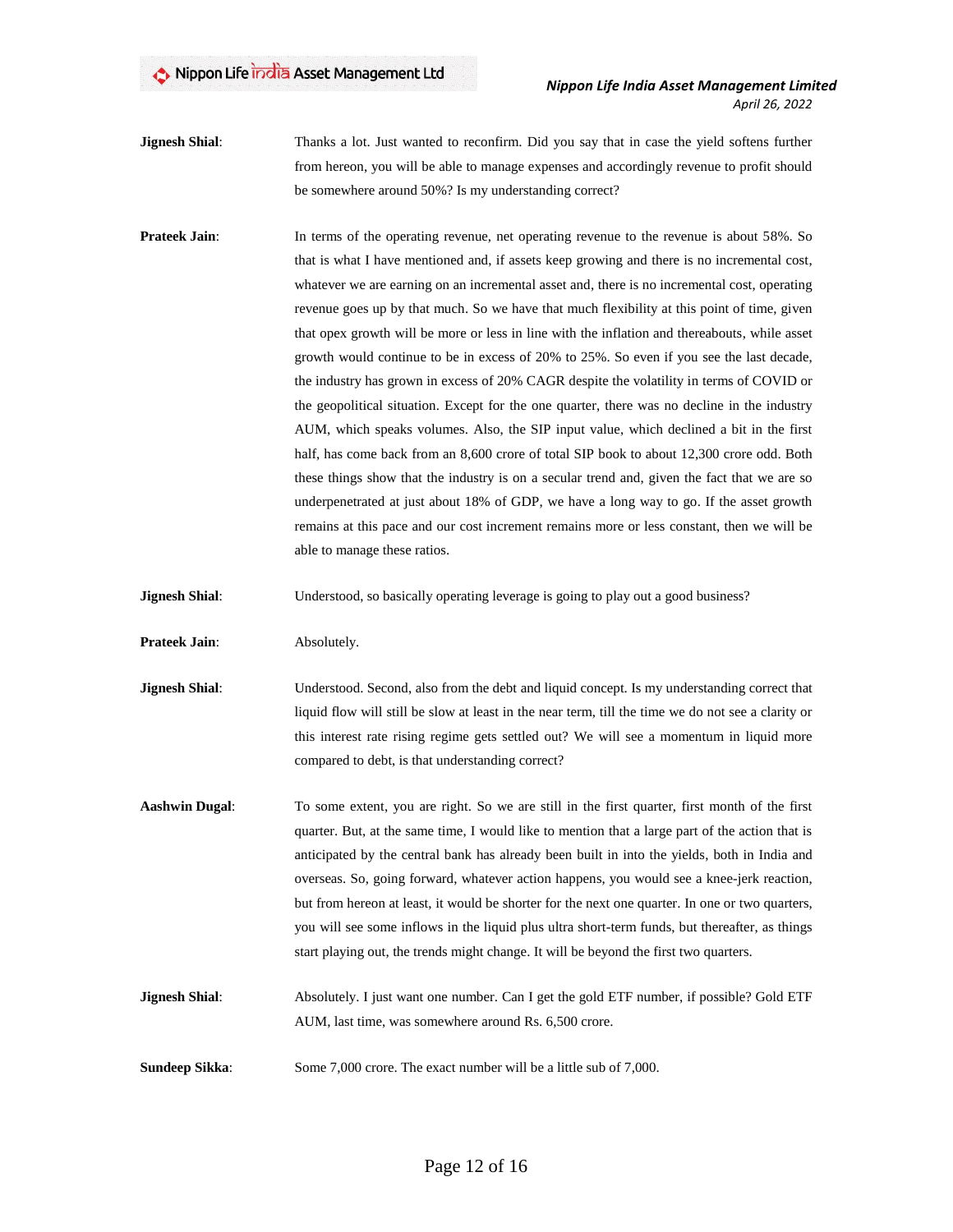**Jignesh Shial**: Thanks a lot. Just wanted to reconfirm. Did you say that in case the yield softens further from hereon, you will be able to manage expenses and accordingly revenue to profit should be somewhere around 50%? Is my understanding correct?

**Prateek Jain**: In terms of the operating revenue, net operating revenue to the revenue is about 58%. So that is what I have mentioned and, if assets keep growing and there is no incremental cost, whatever we are earning on an incremental asset and, there is no incremental cost, operating revenue goes up by that much. So we have that much flexibility at this point of time, given that opex growth will be more or less in line with the inflation and thereabouts, while asset growth would continue to be in excess of 20% to 25%. So even if you see the last decade, the industry has grown in excess of 20% CAGR despite the volatility in terms of COVID or the geopolitical situation. Except for the one quarter, there was no decline in the industry AUM, which speaks volumes. Also, the SIP input value, which declined a bit in the first half, has come back from an 8,600 crore of total SIP book to about 12,300 crore odd. Both these things show that the industry is on a secular trend and, given the fact that we are so underpenetrated at just about 18% of GDP, we have a long way to go. If the asset growth remains at this pace and our cost increment remains more or less constant, then we will be able to manage these ratios.

**Jignesh Shial**: Understood, so basically operating leverage is going to play out a good business?

**Prateek Jain**: Absolutely.

**Jignesh Shial**: Understood. Second, also from the debt and liquid concept. Is my understanding correct that liquid flow will still be slow at least in the near term, till the time we do not see a clarity or this interest rate rising regime gets settled out? We will see a momentum in liquid more compared to debt, is that understanding correct?

**Aashwin Dugal**: To some extent, you are right. So we are still in the first quarter, first month of the first quarter. But, at the same time, I would like to mention that a large part of the action that is anticipated by the central bank has already been built in into the yields, both in India and overseas. So, going forward, whatever action happens, you would see a knee-jerk reaction, but from hereon at least, it would be shorter for the next one quarter. In one or two quarters, you will see some inflows in the liquid plus ultra short-term funds, but thereafter, as things start playing out, the trends might change. It will be beyond the first two quarters.

**Jignesh Shial**: Absolutely. I just want one number. Can I get the gold ETF number, if possible? Gold ETF AUM, last time, was somewhere around Rs. 6,500 crore.

**Sundeep Sikka**: Some 7,000 crore. The exact number will be a little sub of 7,000.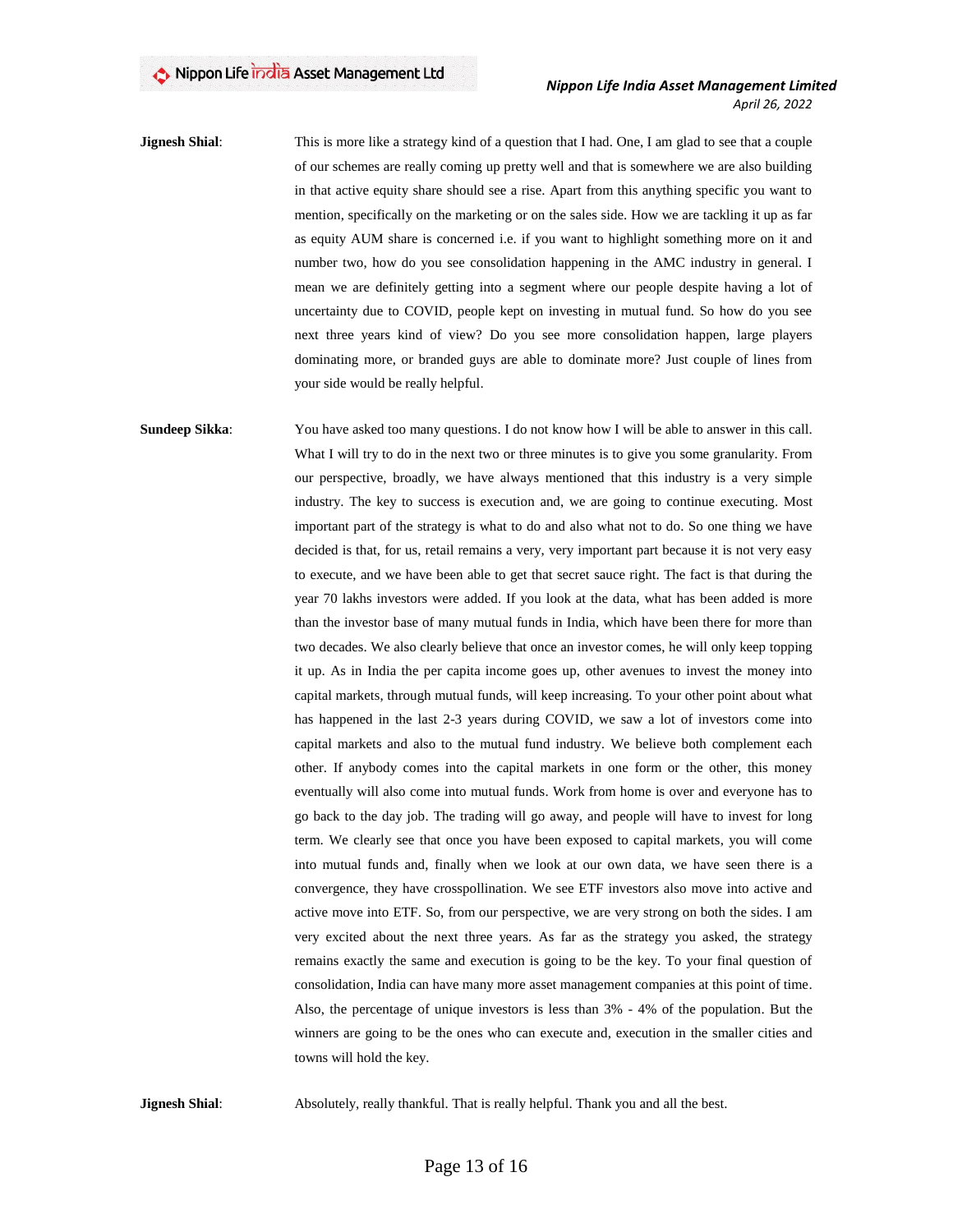**Jignesh Shial**: This is more like a strategy kind of a question that I had. One, I am glad to see that a couple of our schemes are really coming up pretty well and that is somewhere we are also building in that active equity share should see a rise. Apart from this anything specific you want to mention, specifically on the marketing or on the sales side. How we are tackling it up as far as equity AUM share is concerned i.e. if you want to highlight something more on it and number two, how do you see consolidation happening in the AMC industry in general. I mean we are definitely getting into a segment where our people despite having a lot of uncertainty due to COVID, people kept on investing in mutual fund. So how do you see next three years kind of view? Do you see more consolidation happen, large players dominating more, or branded guys are able to dominate more? Just couple of lines from your side would be really helpful.

**Sundeep Sikka**: You have asked too many questions. I do not know how I will be able to answer in this call. What I will try to do in the next two or three minutes is to give you some granularity. From our perspective, broadly, we have always mentioned that this industry is a very simple industry. The key to success is execution and, we are going to continue executing. Most important part of the strategy is what to do and also what not to do. So one thing we have decided is that, for us, retail remains a very, very important part because it is not very easy to execute, and we have been able to get that secret sauce right. The fact is that during the year 70 lakhs investors were added. If you look at the data, what has been added is more than the investor base of many mutual funds in India, which have been there for more than two decades. We also clearly believe that once an investor comes, he will only keep topping it up. As in India the per capita income goes up, other avenues to invest the money into capital markets, through mutual funds, will keep increasing. To your other point about what has happened in the last 2-3 years during COVID, we saw a lot of investors come into capital markets and also to the mutual fund industry. We believe both complement each other. If anybody comes into the capital markets in one form or the other, this money eventually will also come into mutual funds. Work from home is over and everyone has to go back to the day job. The trading will go away, and people will have to invest for long term. We clearly see that once you have been exposed to capital markets, you will come into mutual funds and, finally when we look at our own data, we have seen there is a convergence, they have crosspollination. We see ETF investors also move into active and active move into ETF. So, from our perspective, we are very strong on both the sides. I am very excited about the next three years. As far as the strategy you asked, the strategy remains exactly the same and execution is going to be the key. To your final question of consolidation, India can have many more asset management companies at this point of time. Also, the percentage of unique investors is less than 3% - 4% of the population. But the winners are going to be the ones who can execute and, execution in the smaller cities and towns will hold the key.

**Jignesh Shial**: Absolutely, really thankful. That is really helpful. Thank you and all the best.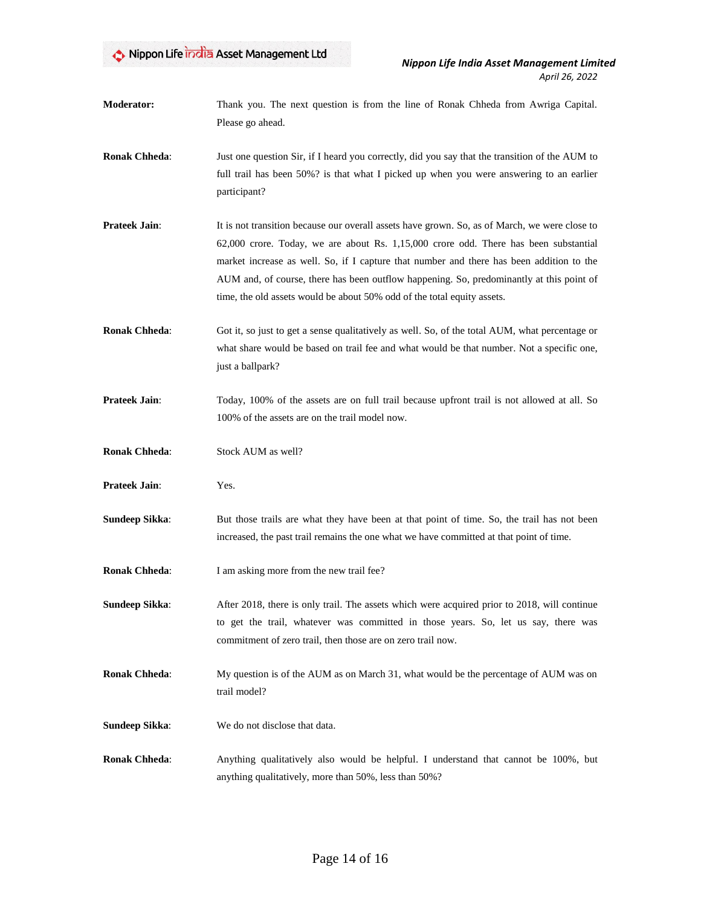**Moderator:** Thank you. The next question is from the line of Ronak Chheda from Awriga Capital. Please go ahead.

**Ronak Chheda:** Just one question Sir, if I heard you correctly, did you say that the transition of the AUM to full trail has been 50%? is that what I picked up when you were answering to an earlier participant?

**Prateek Jain:** It is not transition because our overall assets have grown. So, as of March, we were close to 62,000 crore. Today, we are about Rs. 1,15,000 crore odd. There has been substantial market increase as well. So, if I capture that number and there has been addition to the AUM and, of course, there has been outflow happening. So, predominantly at this point of time, the old assets would be about 50% odd of the total equity assets.

**Ronak Chheda:** Got it, so just to get a sense qualitatively as well. So, of the total AUM, what percentage or what share would be based on trail fee and what would be that number. Not a specific one, just a ballpark?

**Prateek Jain:** Today, 100% of the assets are on full trail because upfront trail is not allowed at all. So 100% of the assets are on the trail model now.

**Ronak Chheda:** Stock AUM as well?

**Prateek Jain:** Yes.

**Sundeep Sikka:** But those trails are what they have been at that point of time. So, the trail has not been increased, the past trail remains the one what we have committed at that point of time.

**Ronak Chheda:** I am asking more from the new trail fee?

**Sundeep Sikka:** After 2018, there is only trail. The assets which were acquired prior to 2018, will continue to get the trail, whatever was committed in those years. So, let us say, there was commitment of zero trail, then those are on zero trail now.

**Ronak Chheda:** My question is of the AUM as on March 31, what would be the percentage of AUM was on trail model?

**Sundeep Sikka:** We do not disclose that data.

**Ronak Chheda:** Anything qualitatively also would be helpful. I understand that cannot be 100%, but anything qualitatively, more than 50%, less than 50%?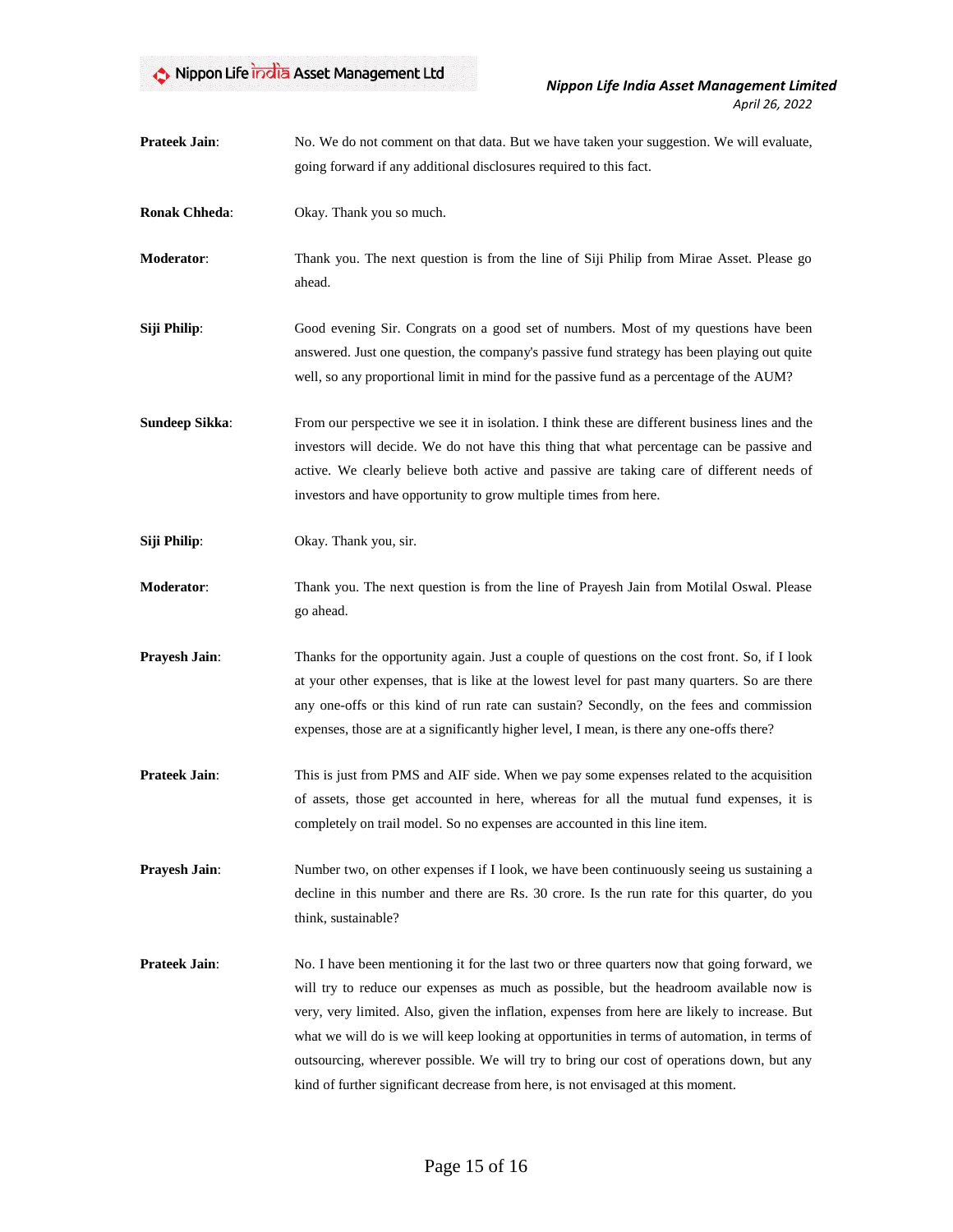**Prateek Jain**: No. We do not comment on that data. But we have taken your suggestion. We will evaluate, going forward if any additional disclosures required to this fact.

**Ronak Chheda**: Okay. Thank you so much.

**Moderator**: Thank you. The next question is from the line of Siji Philip from Mirae Asset. Please go ahead.

**Siji Philip**: Good evening Sir. Congrats on a good set of numbers. Most of my questions have been answered. Just one question, the company's passive fund strategy has been playing out quite well, so any proportional limit in mind for the passive fund as a percentage of the AUM?

**Sundeep Sikka**: From our perspective we see it in isolation. I think these are different business lines and the investors will decide. We do not have this thing that what percentage can be passive and active. We clearly believe both active and passive are taking care of different needs of investors and have opportunity to grow multiple times from here.

**Siji Philip**: Okay. Thank you, sir.

**Moderator**: Thank you. The next question is from the line of Prayesh Jain from Motilal Oswal. Please go ahead.

**Prayesh Jain**: Thanks for the opportunity again. Just a couple of questions on the cost front. So, if I look at your other expenses, that is like at the lowest level for past many quarters. So are there any one-offs or this kind of run rate can sustain? Secondly, on the fees and commission expenses, those are at a significantly higher level, I mean, is there any one-offs there?

**Prateek Jain**: This is just from PMS and AIF side. When we pay some expenses related to the acquisition of assets, those get accounted in here, whereas for all the mutual fund expenses, it is completely on trail model. So no expenses are accounted in this line item.

**Prayesh Jain**: Number two, on other expenses if I look, we have been continuously seeing us sustaining a decline in this number and there are Rs. 30 crore. Is the run rate for this quarter, do you think, sustainable?

**Prateek Jain**: No. I have been mentioning it for the last two or three quarters now that going forward, we will try to reduce our expenses as much as possible, but the headroom available now is very, very limited. Also, given the inflation, expenses from here are likely to increase. But what we will do is we will keep looking at opportunities in terms of automation, in terms of outsourcing, wherever possible. We will try to bring our cost of operations down, but any kind of further significant decrease from here, is not envisaged at this moment.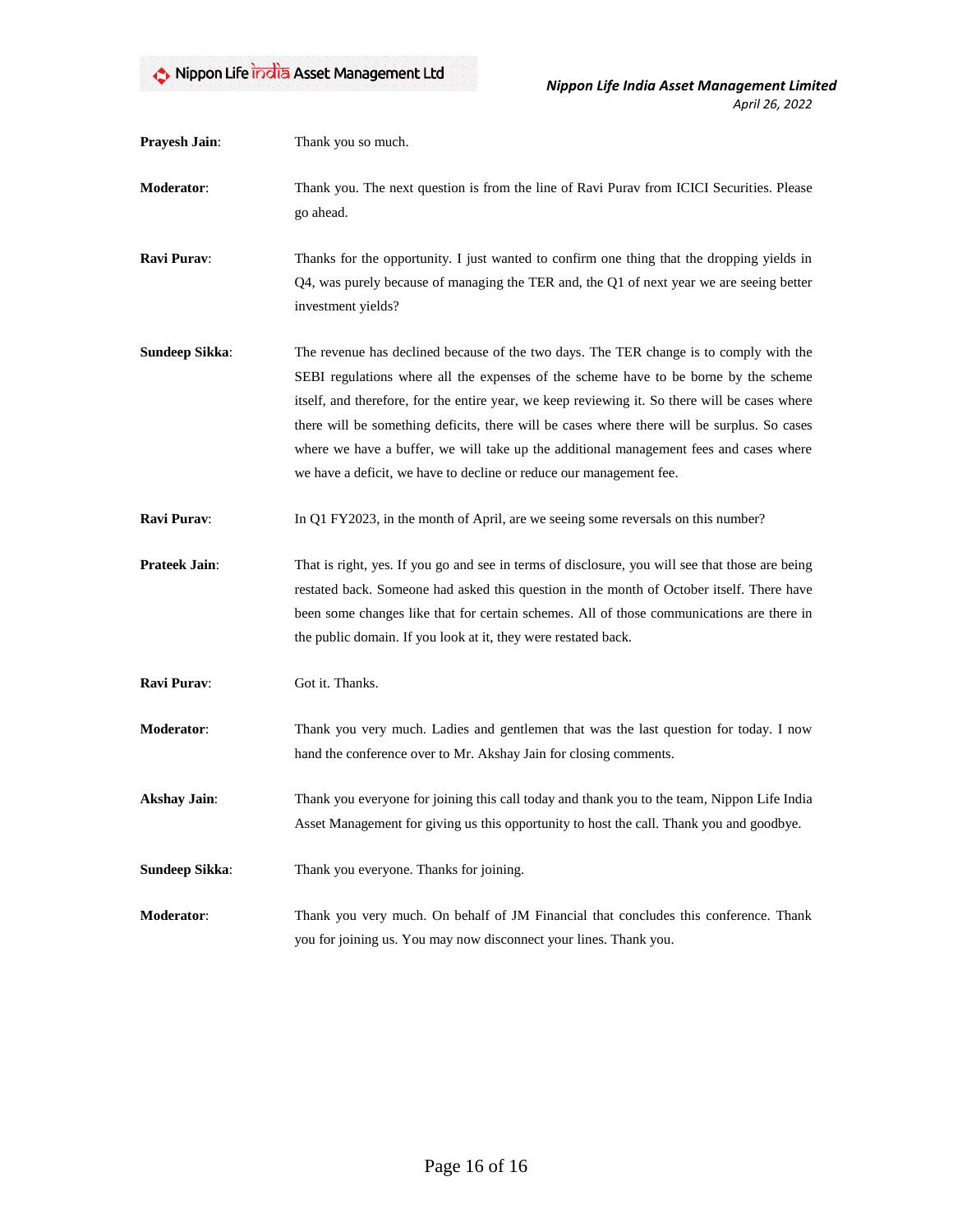**Prayesh Jain**: Thank you so much.

**Moderator**: Thank you. The next question is from the line of Ravi Purav from ICICI Securities. Please go ahead.

**Ravi Purav**: Thanks for the opportunity. I just wanted to confirm one thing that the dropping yields in Q4, was purely because of managing the TER and, the Q1 of next year we are seeing better investment yields?

**Sundeep Sikka**: The revenue has declined because of the two days. The TER change is to comply with the SEBI regulations where all the expenses of the scheme have to be borne by the scheme itself, and therefore, for the entire year, we keep reviewing it. So there will be cases where there will be something deficits, there will be cases where there will be surplus. So cases where we have a buffer, we will take up the additional management fees and cases where we have a deficit, we have to decline or reduce our management fee.

**Ravi Purav**: In Q1 FY2023, in the month of April, are we seeing some reversals on this number?

**Prateek Jain**: That is right, yes. If you go and see in terms of disclosure, you will see that those are being restated back. Someone had asked this question in the month of October itself. There have been some changes like that for certain schemes. All of those communications are there in the public domain. If you look at it, they were restated back.

**Ravi Purav**: Got it. Thanks.

**Moderator**: Thank you very much. Ladies and gentlemen that was the last question for today. I now hand the conference over to Mr. Akshay Jain for closing comments.

**Akshay Jain**: Thank you everyone for joining this call today and thank you to the team, Nippon Life India Asset Management for giving us this opportunity to host the call. Thank you and goodbye.

**Sundeep Sikka**: Thank you everyone. Thanks for joining.

**Moderator**: Thank you very much. On behalf of JM Financial that concludes this conference. Thank you for joining us. You may now disconnect your lines. Thank you.